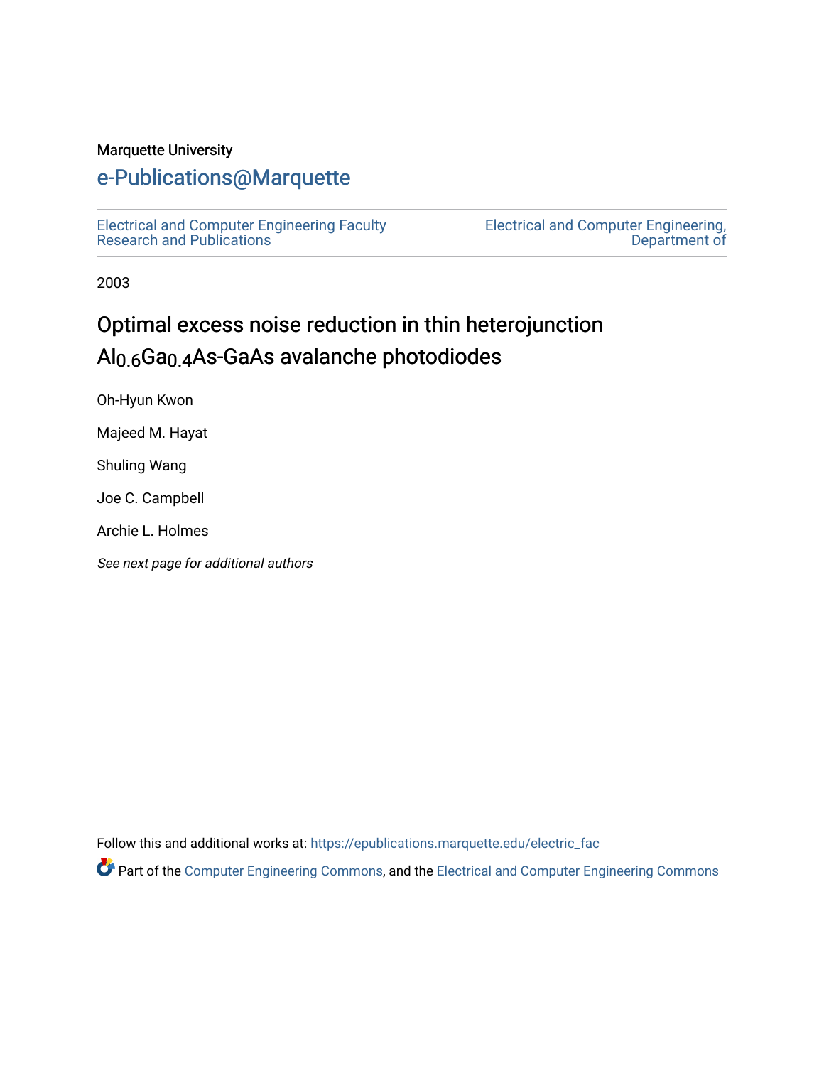Marquette University

# e-Publications@Marquette

Electrical and Computer Engineering Faculty Research and Publications

Electrical and Computer Engineering, Department of

2003

# Optimal excess noise reduction in thin heterojunction $Al_{0.6}Ga_{0.4}As$-GaAs avalanche photodiodes

Oh-Hyun Kwon

Majeed M. Hayat

Shuling Wang

Joe C. Campbell

Archie L. Holmes

*See next page for additional authors*

Follow this and additional works at: https://epublications.marquette.edu/electric_fac

Part of the Computer Engineering Commons, and the Electrical and Computer Engineering Commons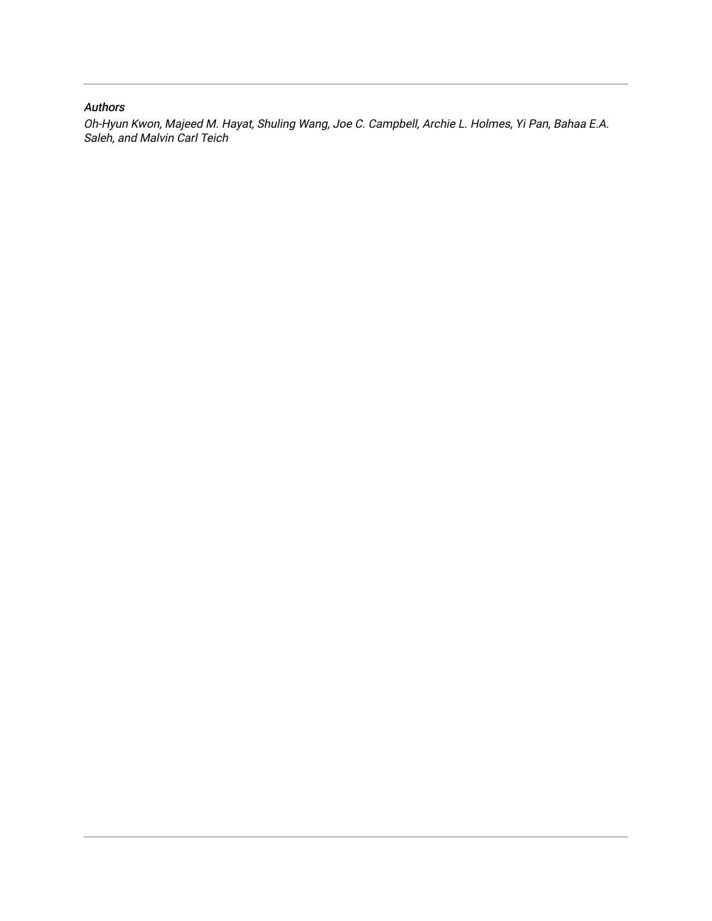*Authors*

*Oh-Hyun Kwon, Majeed M. Hayat, Shuling Wang, Joe C. Campbell, Archie L. Holmes, Yi Pan, Bahaa E.A. Saleh, and Malvin Carl Teich*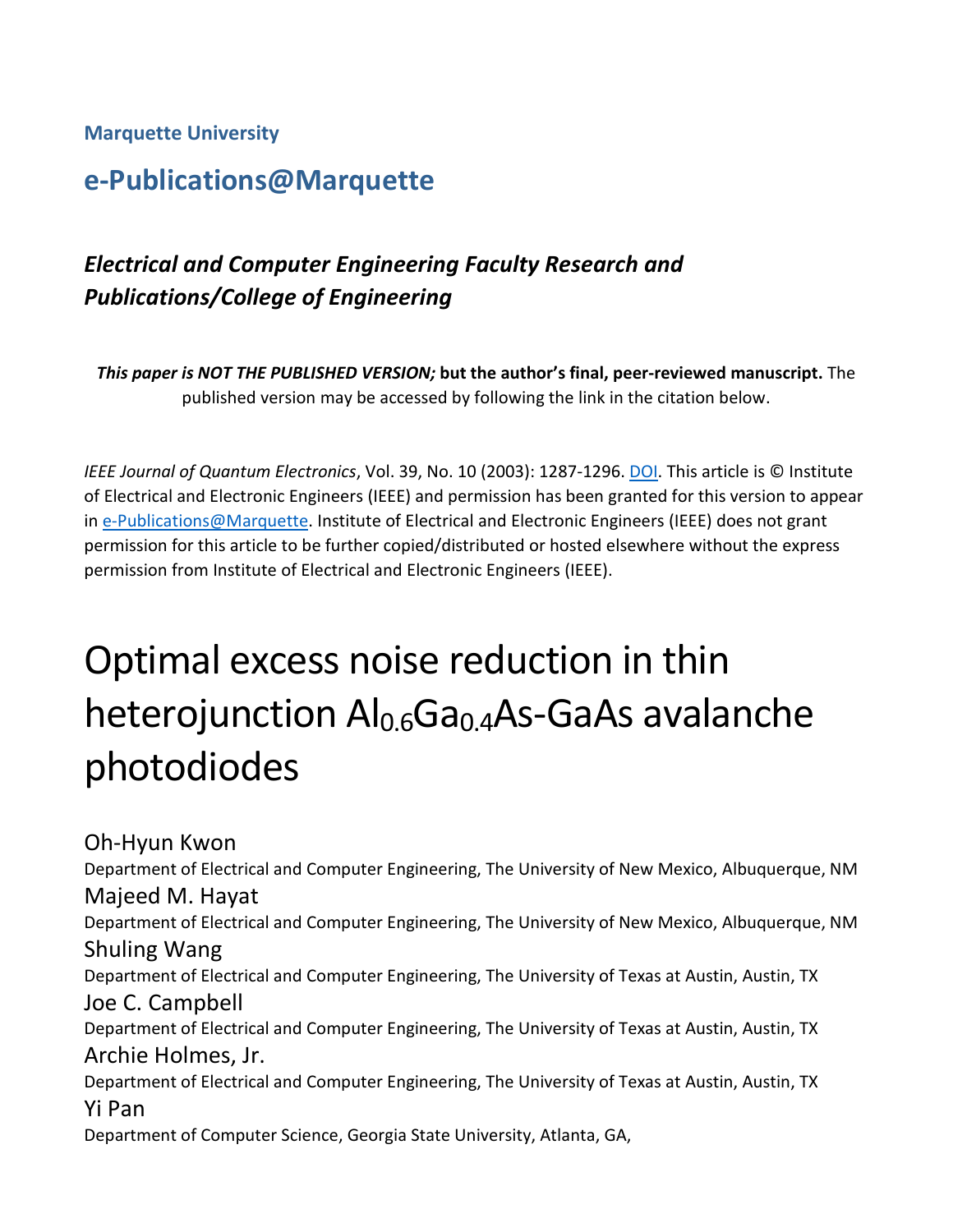Marquette University

# e-Publications@Marquette

## *Electrical and Computer Engineering Faculty Research and Publications/College of Engineering*

***This paper is NOT THE PUBLISHED VERSION;*** **but the author's final, peer-reviewed manuscript.** The published version may be accessed by following the link in the citation below.

*IEEE Journal of Quantum Electronics*, Vol. 39, No. 10 (2003): 1287-1296. DOI. This article is © Institute of Electrical and Electronic Engineers (IEEE) and permission has been granted for this version to appear in e-Publications@Marquette. Institute of Electrical and Electronic Engineers (IEEE) does not grant permission for this article to be further copied/distributed or hosted elsewhere without the express permission from Institute of Electrical and Electronic Engineers (IEEE).

# Optimal excess noise reduction in thin heterojunction $Al_{0.6}Ga_{0.4}As$-GaAs avalanche photodiodes

Oh-Hyun Kwon
Department of Electrical and Computer Engineering, The University of New Mexico, Albuquerque, NM

Majeed M. Hayat
Department of Electrical and Computer Engineering, The University of New Mexico, Albuquerque, NM

Shuling Wang
Department of Electrical and Computer Engineering, The University of Texas at Austin, Austin, TX

Joe C. Campbell
Department of Electrical and Computer Engineering, The University of Texas at Austin, Austin, TX

Archie Holmes, Jr.
Department of Electrical and Computer Engineering, The University of Texas at Austin, Austin, TX

Yi Pan
Department of Computer Science, Georgia State University, Atlanta, GA,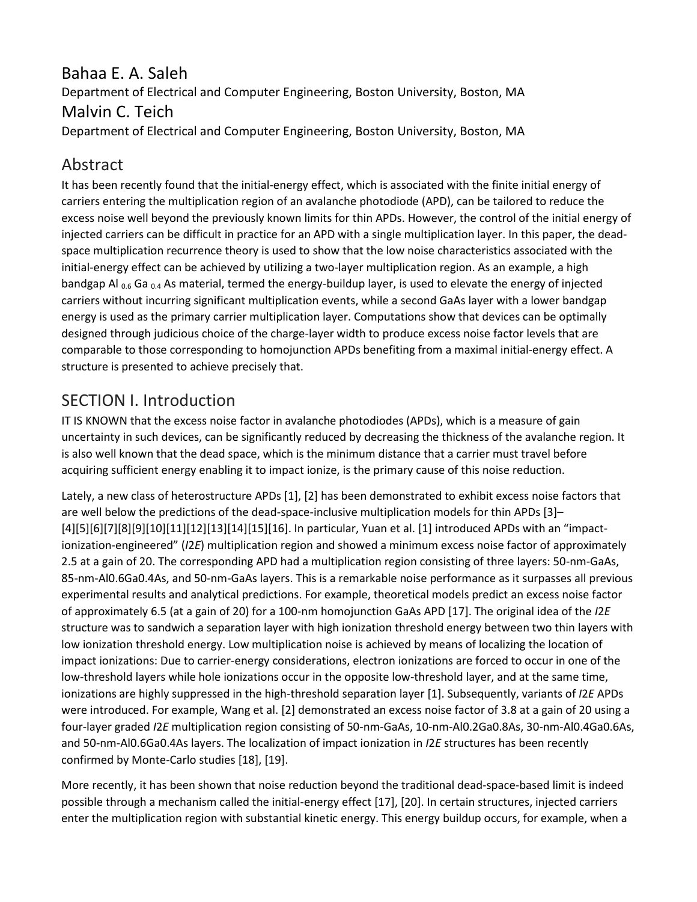## Bahaa E. A. Saleh

Department of Electrical and Computer Engineering, Boston University, Boston, MA

## Malvin C. Teich

Department of Electrical and Computer Engineering, Boston University, Boston, MA

## Abstract

It has been recently found that the initial-energy effect, which is associated with the finite initial energy of carriers entering the multiplication region of an avalanche photodiode (APD), can be tailored to reduce the excess noise well beyond the previously known limits for thin APDs. However, the control of the initial energy of injected carriers can be difficult in practice for an APD with a single multiplication layer. In this paper, the dead-space multiplication recurrence theory is used to show that the low noise characteristics associated with the initial-energy effect can be achieved by utilizing a two-layer multiplication region. As an example, a high bandgap $Al_{0.6}Ga_{0.4}As$ material, termed the energy-buildup layer, is used to elevate the energy of injected carriers without incurring significant multiplication events, while a second GaAs layer with a lower bandgap energy is used as the primary carrier multiplication layer. Computations show that devices can be optimally designed through judicious choice of the charge-layer width to produce excess noise factor levels that are comparable to those corresponding to homojunction APDs benefiting from a maximal initial-energy effect. A structure is presented to achieve precisely that.

## SECTION I. Introduction

IT IS KNOWN that the excess noise factor in avalanche photodiodes (APDs), which is a measure of gain uncertainty in such devices, can be significantly reduced by decreasing the thickness of the avalanche region. It is also well known that the dead space, which is the minimum distance that a carrier must travel before acquiring sufficient energy enabling it to impact ionize, is the primary cause of this noise reduction.

Lately, a new class of heterostructure APDs [1], [2] has been demonstrated to exhibit excess noise factors that are well below the predictions of the dead-space-inclusive multiplication models for thin APDs [3]–[4][5][6][7][8][9][10][11][12][13][14][15][16]. In particular, Yuan et al. [1] introduced APDs with an "impact-ionization-engineered" (*I*2*E*) multiplication region and showed a minimum excess noise factor of approximately 2.5 at a gain of 20. The corresponding APD had a multiplication region consisting of three layers: 50-nm-GaAs, 85-nm-$Al_{0.6}Ga_{0.4}As$, and 50-nm-GaAs layers. This is a remarkable noise performance as it surpasses all previous experimental results and analytical predictions. For example, theoretical models predict an excess noise factor of approximately 6.5 (at a gain of 20) for a 100-nm homojunction GaAs APD [17]. The original idea of the *I*2*E* structure was to sandwich a separation layer with high ionization threshold energy between two thin layers with low ionization threshold energy. Low multiplication noise is achieved by means of localizing the location of impact ionizations: Due to carrier-energy considerations, electron ionizations are forced to occur in one of the low-threshold layers while hole ionizations occur in the opposite low-threshold layer, and at the same time, ionizations are highly suppressed in the high-threshold separation layer [1]. Subsequently, variants of *I*2*E* APDs were introduced. For example, Wang et al. [2] demonstrated an excess noise factor of 3.8 at a gain of 20 using a four-layer graded *I2E* multiplication region consisting of 50-nm-GaAs, 10-nm-$Al_{0.2}Ga_{0.8}As$, 30-nm-$Al_{0.4}Ga_{0.6}As$, and 50-nm-$Al_{0.6}Ga_{0.4}As$ layers. The localization of impact ionization in *I*2*E* structures has been recently confirmed by Monte-Carlo studies [18], [19].

More recently, it has been shown that noise reduction beyond the traditional dead-space-based limit is indeed possible through a mechanism called the initial-energy effect [17], [20]. In certain structures, injected carriers enter the multiplication region with substantial kinetic energy. This energy buildup occurs, for example, when a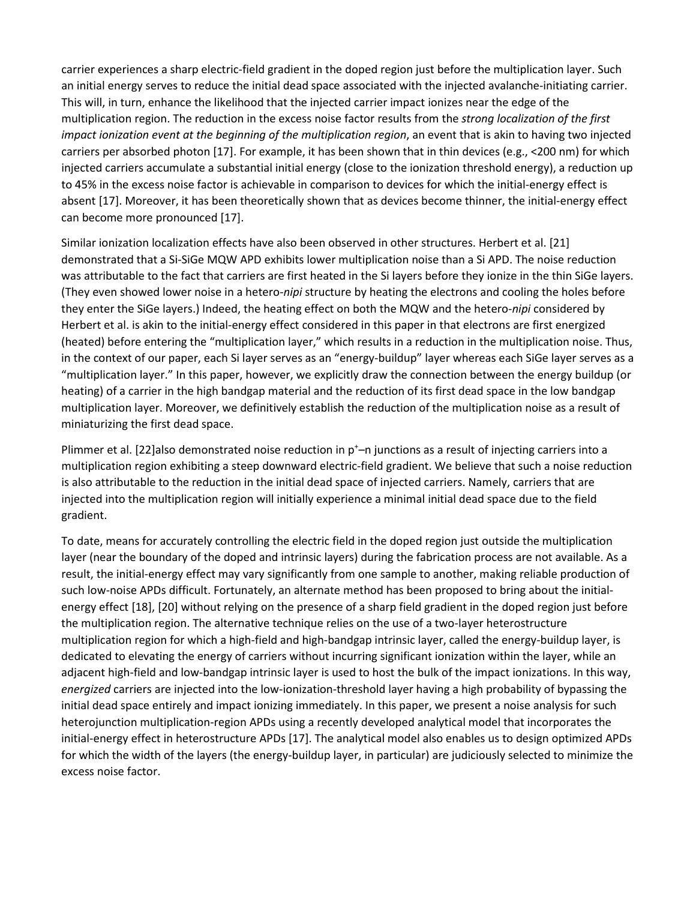carrier experiences a sharp electric-field gradient in the doped region just before the multiplication layer. Such an initial energy serves to reduce the initial dead space associated with the injected avalanche-initiating carrier. This will, in turn, enhance the likelihood that the injected carrier impact ionizes near the edge of the multiplication region. The reduction in the excess noise factor results from the *strong localization of the first impact ionization event at the beginning of the multiplication region*, an event that is akin to having two injected carriers per absorbed photon [17]. For example, it has been shown that in thin devices (e.g., <200 nm) for which injected carriers accumulate a substantial initial energy (close to the ionization threshold energy), a reduction up to 45% in the excess noise factor is achievable in comparison to devices for which the initial-energy effect is absent [17]. Moreover, it has been theoretically shown that as devices become thinner, the initial-energy effect can become more pronounced [17].

Similar ionization localization effects have also been observed in other structures. Herbert et al. [21] demonstrated that a Si-SiGe MQW APD exhibits lower multiplication noise than a Si APD. The noise reduction was attributable to the fact that carriers are first heated in the Si layers before they ionize in the thin SiGe layers. (They even showed lower noise in a hetero-*nipi* structure by heating the electrons and cooling the holes before they enter the SiGe layers.) Indeed, the heating effect on both the MQW and the hetero-*nipi* considered by Herbert et al. is akin to the initial-energy effect considered in this paper in that electrons are first energized (heated) before entering the "multiplication layer," which results in a reduction in the multiplication noise. Thus, in the context of our paper, each Si layer serves as an "energy-buildup" layer whereas each SiGe layer serves as a "multiplication layer." In this paper, however, we explicitly draw the connection between the energy buildup (or heating) of a carrier in the high bandgap material and the reduction of its first dead space in the low bandgap multiplication layer. Moreover, we definitively establish the reduction of the multiplication noise as a result of miniaturizing the first dead space.

Plimmer et al. [22]also demonstrated noise reduction in $p^+$–n junctions as a result of injecting carriers into a multiplication region exhibiting a steep downward electric-field gradient. We believe that such a noise reduction is also attributable to the reduction in the initial dead space of injected carriers. Namely, carriers that are injected into the multiplication region will initially experience a minimal initial dead space due to the field gradient.

To date, means for accurately controlling the electric field in the doped region just outside the multiplication layer (near the boundary of the doped and intrinsic layers) during the fabrication process are not available. As a result, the initial-energy effect may vary significantly from one sample to another, making reliable production of such low-noise APDs difficult. Fortunately, an alternate method has been proposed to bring about the initial-energy effect [18], [20] without relying on the presence of a sharp field gradient in the doped region just before the multiplication region. The alternative technique relies on the use of a two-layer heterostructure multiplication region for which a high-field and high-bandgap intrinsic layer, called the energy-buildup layer, is dedicated to elevating the energy of carriers without incurring significant ionization within the layer, while an adjacent high-field and low-bandgap intrinsic layer is used to host the bulk of the impact ionizations. In this way, *energized* carriers are injected into the low-ionization-threshold layer having a high probability of bypassing the initial dead space entirely and impact ionizing immediately. In this paper, we present a noise analysis for such heterojunction multiplication-region APDs using a recently developed analytical model that incorporates the initial-energy effect in heterostructure APDs [17]. The analytical model also enables us to design optimized APDs for which the width of the layers (the energy-buildup layer, in particular) are judiciously selected to minimize the excess noise factor.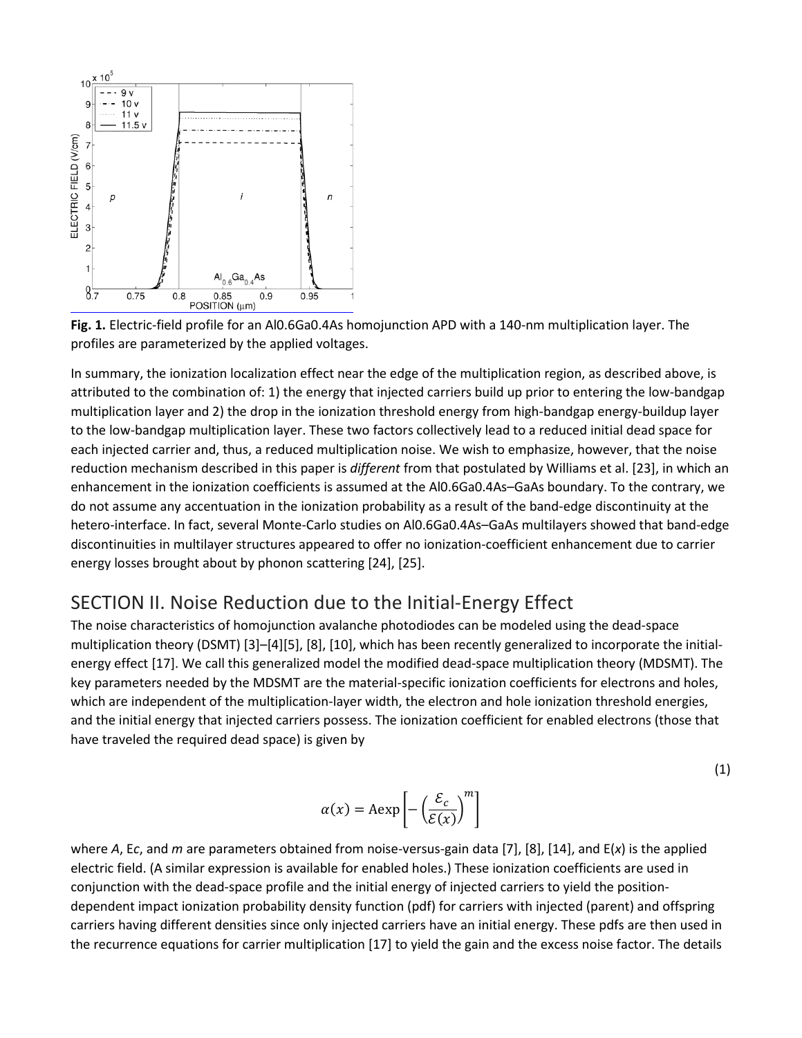**Fig. 1.** Electric-field profile for an $Al_{0.6}Ga_{0.4}As$ homojunction APD with a 140-nm multiplication layer. The profiles are parameterized by the applied voltages.

In summary, the ionization localization effect near the edge of the multiplication region, as described above, is attributed to the combination of: 1) the energy that injected carriers build up prior to entering the low-bandgap multiplication layer and 2) the drop in the ionization threshold energy from high-bandgap energy-buildup layer to the low-bandgap multiplication layer. These two factors collectively lead to a reduced initial dead space for each injected carrier and, thus, a reduced multiplication noise. We wish to emphasize, however, that the noise reduction mechanism described in this paper is *different* from that postulated by Williams et al. [23], in which an enhancement in the ionization coefficients is assumed at the $Al_{0.6}Ga_{0.4}As$–GaAs boundary. To the contrary, we do not assume any accentuation in the ionization probability as a result of the band-edge discontinuity at the hetero-interface. In fact, several Monte-Carlo studies on $Al_{0.6}Ga_{0.4}As$–GaAs multilayers showed that band-edge discontinuities in multilayer structures appeared to offer no ionization-coefficient enhancement due to carrier energy losses brought about by phonon scattering [24], [25].

## SECTION II. Noise Reduction due to the Initial-Energy Effect

The noise characteristics of homojunction avalanche photodiodes can be modeled using the dead-space multiplication theory (DSMT) [3]–[4][5], [8], [10], which has been recently generalized to incorporate the initial-energy effect [17]. We call this generalized model the modified dead-space multiplication theory (MDSMT). The key parameters needed by the MDSMT are the material-specific ionization coefficients for electrons and holes, which are independent of the multiplication-layer width, the electron and hole ionization threshold energies, and the initial energy that injected carriers possess. The ionization coefficient for enabled electrons (those that have traveled the required dead space) is given by

$$\alpha(x) = A\exp\left[-\left(\frac{\mathcal{E}_c}{\mathcal{E}(x)}\right)^m\right] \tag{1}$$

where $A$, $\mathcal{E}_c$, and $m$ are parameters obtained from noise-versus-gain data [7], [8], [14], and $\mathcal{E}(x)$ is the applied electric field. (A similar expression is available for enabled holes.) These ionization coefficients are used in conjunction with the dead-space profile and the initial energy of injected carriers to yield the position-dependent impact ionization probability density function (pdf) for carriers with injected (parent) and offspring carriers having different densities since only injected carriers have an initial energy. These pdfs are then used in the recurrence equations for carrier multiplication [17] to yield the gain and the excess noise factor. The details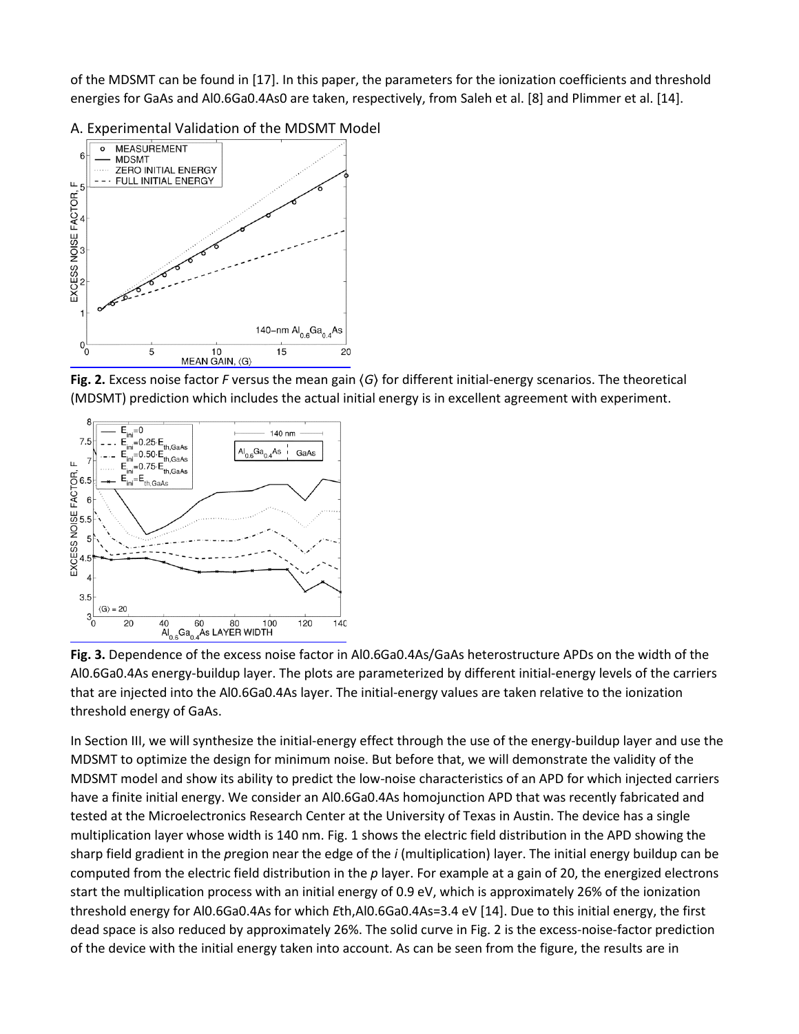of the MDSMT can be found in [17]. In this paper, the parameters for the ionization coefficients and threshold energies for GaAs and $Al_{0.6}Ga_{0.4}As0$ are taken, respectively, from Saleh et al. [8] and Plimmer et al. [14].

## A. Experimental Validation of the MDSMT Model

**Fig. 2.** Excess noise factor $F$ versus the mean gain $\langle G \rangle$ for different initial-energy scenarios. The theoretical (MDSMT) prediction which includes the actual initial energy is in excellent agreement with experiment.

**Fig. 3.** Dependence of the excess noise factor in $Al_{0.6}Ga_{0.4}As$/GaAs heterostructure APDs on the width of the $Al_{0.6}Ga_{0.4}As$ energy-buildup layer. The plots are parameterized by different initial-energy levels of the carriers that are injected into the $Al_{0.6}Ga_{0.4}As$ layer. The initial-energy values are taken relative to the ionization threshold energy of GaAs.

In Section III, we will synthesize the initial-energy effect through the use of the energy-buildup layer and use the MDSMT to optimize the design for minimum noise. But before that, we will demonstrate the validity of the MDSMT model and show its ability to predict the low-noise characteristics of an APD for which injected carriers have a finite initial energy. We consider an $Al_{0.6}Ga_{0.4}As$ homojunction APD that was recently fabricated and tested at the Microelectronics Research Center at the University of Texas in Austin. The device has a single multiplication layer whose width is 140 nm. Fig. 1 shows the electric field distribution in the APD showing the sharp field gradient in the *p*region near the edge of the *i* (multiplication) layer. The initial energy buildup can be computed from the electric field distribution in the *p* layer. For example at a gain of 20, the energized electrons start the multiplication process with an initial energy of 0.9 eV, which is approximately 26% of the ionization threshold energy for $Al_{0.6}Ga_{0.4}As$ for which $E_{th,Al_{0.6}Ga_{0.4}As}$=3.4 eV [14]. Due to this initial energy, the first dead space is also reduced by approximately 26%. The solid curve in Fig. 2 is the excess-noise-factor prediction of the device with the initial energy taken into account. As can be seen from the figure, the results are in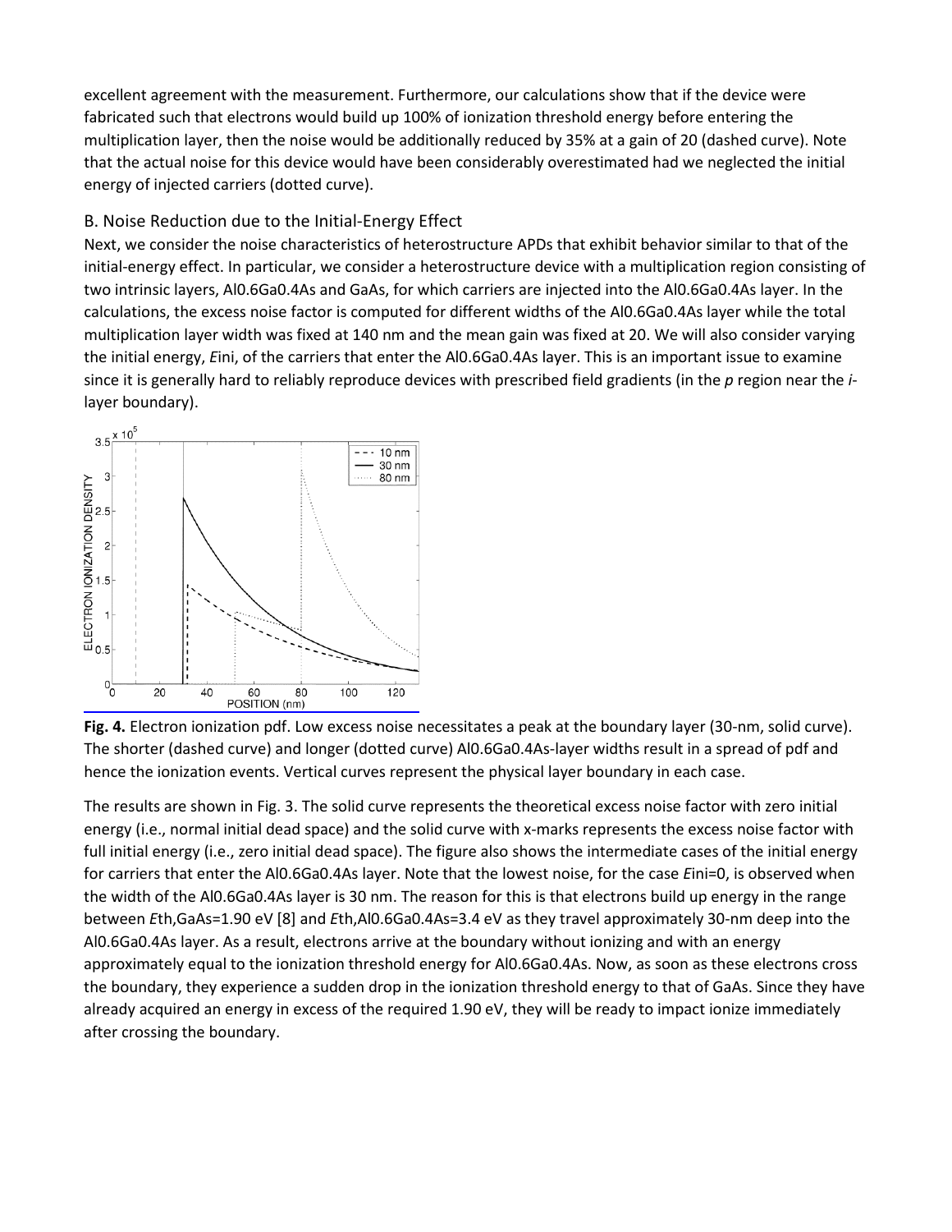excellent agreement with the measurement. Furthermore, our calculations show that if the device were fabricated such that electrons would build up 100% of ionization threshold energy before entering the multiplication layer, then the noise would be additionally reduced by 35% at a gain of 20 (dashed curve). Note that the actual noise for this device would have been considerably overestimated had we neglected the initial energy of injected carriers (dotted curve).

## B. Noise Reduction due to the Initial-Energy Effect

Next, we consider the noise characteristics of heterostructure APDs that exhibit behavior similar to that of the initial-energy effect. In particular, we consider a heterostructure device with a multiplication region consisting of two intrinsic layers, $Al_{0.6}Ga_{0.4}As$ and GaAs, for which carriers are injected into the $Al_{0.6}Ga_{0.4}As$ layer. In the calculations, the excess noise factor is computed for different widths of the $Al_{0.6}Ga_{0.4}As$ layer while the total multiplication layer width was fixed at 140 nm and the mean gain was fixed at 20. We will also consider varying the initial energy, $E_{ini}$, of the carriers that enter the $Al_{0.6}Ga_{0.4}As$ layer. This is an important issue to examine since it is generally hard to reliably reproduce devices with prescribed field gradients (in the *p* region near the *i*-layer boundary).

**Fig. 4.** Electron ionization pdf. Low excess noise necessitates a peak at the boundary layer (30-nm, solid curve). The shorter (dashed curve) and longer (dotted curve) $Al_{0.6}Ga_{0.4}As$-layer widths result in a spread of pdf and hence the ionization events. Vertical curves represent the physical layer boundary in each case.

The results are shown in Fig. 3. The solid curve represents the theoretical excess noise factor with zero initial energy (i.e., normal initial dead space) and the solid curve with x-marks represents the excess noise factor with full initial energy (i.e., zero initial dead space). The figure also shows the intermediate cases of the initial energy for carriers that enter the $Al_{0.6}Ga_{0.4}As$ layer. Note that the lowest noise, for the case $E_{ini}=0$, is observed when the width of the $Al_{0.6}Ga_{0.4}As$ layer is 30 nm. The reason for this is that electrons build up energy in the range between $E_{th,GaAs}=1.90$ eV [8] and $E_{th,Al_{0.6}Ga_{0.4}As}=3.4$ eV as they travel approximately 30-nm deep into the $Al_{0.6}Ga_{0.4}As$ layer. As a result, electrons arrive at the boundary without ionizing and with an energy approximately equal to the ionization threshold energy for $Al_{0.6}Ga_{0.4}As$. Now, as soon as these electrons cross the boundary, they experience a sudden drop in the ionization threshold energy to that of GaAs. Since they have already acquired an energy in excess of the required 1.90 eV, they will be ready to impact ionize immediately after crossing the boundary.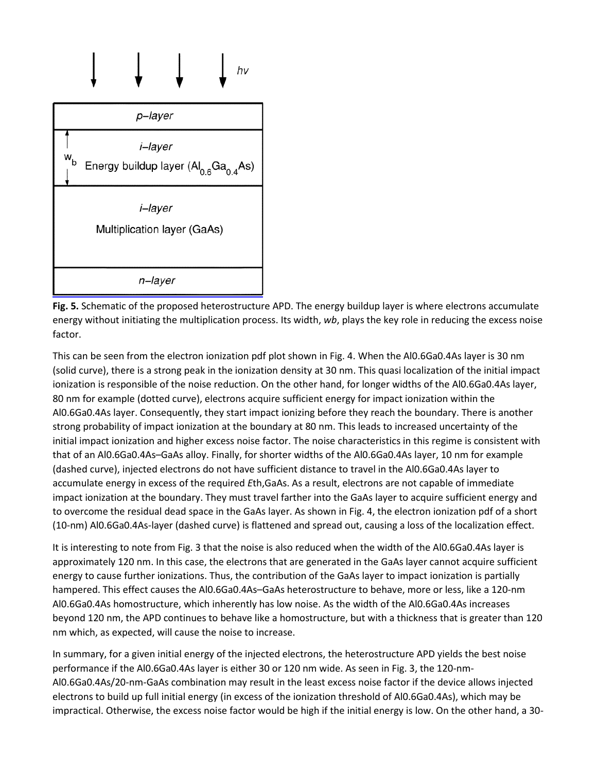**Fig. 5.** Schematic of the proposed heterostructure APD. The energy buildup layer is where electrons accumulate energy without initiating the multiplication process. Its width, *wb*, plays the key role in reducing the excess noise factor.

This can be seen from the electron ionization pdf plot shown in Fig. 4. When the $Al_{0.6}Ga_{0.4}As$ layer is 30 nm (solid curve), there is a strong peak in the ionization density at 30 nm. This quasi localization of the initial impact ionization is responsible of the noise reduction. On the other hand, for longer widths of the $Al_{0.6}Ga_{0.4}As$ layer, 80 nm for example (dotted curve), electrons acquire sufficient energy for impact ionization within the $Al_{0.6}Ga_{0.4}As$ layer. Consequently, they start impact ionizing before they reach the boundary. There is another strong probability of impact ionization at the boundary at 80 nm. This leads to increased uncertainty of the initial impact ionization and higher excess noise factor. The noise characteristics in this regime is consistent with that of an $Al_{0.6}Ga_{0.4}As$–GaAs alloy. Finally, for shorter widths of the $Al_{0.6}Ga_{0.4}As$ layer, 10 nm for example (dashed curve), injected electrons do not have sufficient distance to travel in the $Al_{0.6}Ga_{0.4}As$ layer to accumulate energy in excess of the required $E_{th,GaAs}$. As a result, electrons are not capable of immediate impact ionization at the boundary. They must travel farther into the GaAs layer to acquire sufficient energy and to overcome the residual dead space in the GaAs layer. As shown in Fig. 4, the electron ionization pdf of a short (10-nm) $Al_{0.6}Ga_{0.4}As$-layer (dashed curve) is flattened and spread out, causing a loss of the localization effect.

It is interesting to note from Fig. 3 that the noise is also reduced when the width of the $Al_{0.6}Ga_{0.4}As$ layer is approximately 120 nm. In this case, the electrons that are generated in the GaAs layer cannot acquire sufficient energy to cause further ionizations. Thus, the contribution of the GaAs layer to impact ionization is partially hampered. This effect causes the $Al_{0.6}Ga_{0.4}As$–GaAs heterostructure to behave, more or less, like a 120-nm $Al_{0.6}Ga_{0.4}As$ homostructure, which inherently has low noise. As the width of the $Al_{0.6}Ga_{0.4}As$ increases beyond 120 nm, the APD continues to behave like a homostructure, but with a thickness that is greater than 120 nm which, as expected, will cause the noise to increase.

In summary, for a given initial energy of the injected electrons, the heterostructure APD yields the best noise performance if the $Al_{0.6}Ga_{0.4}As$ layer is either 30 or 120 nm wide. As seen in Fig. 3, the 120-nm-$Al_{0.6}Ga_{0.4}As$/20-nm-GaAs combination may result in the least excess noise factor if the device allows injected electrons to build up full initial energy (in excess of the ionization threshold of $Al_{0.6}Ga_{0.4}As$), which may be impractical. Otherwise, the excess noise factor would be high if the initial energy is low. On the other hand, a 30-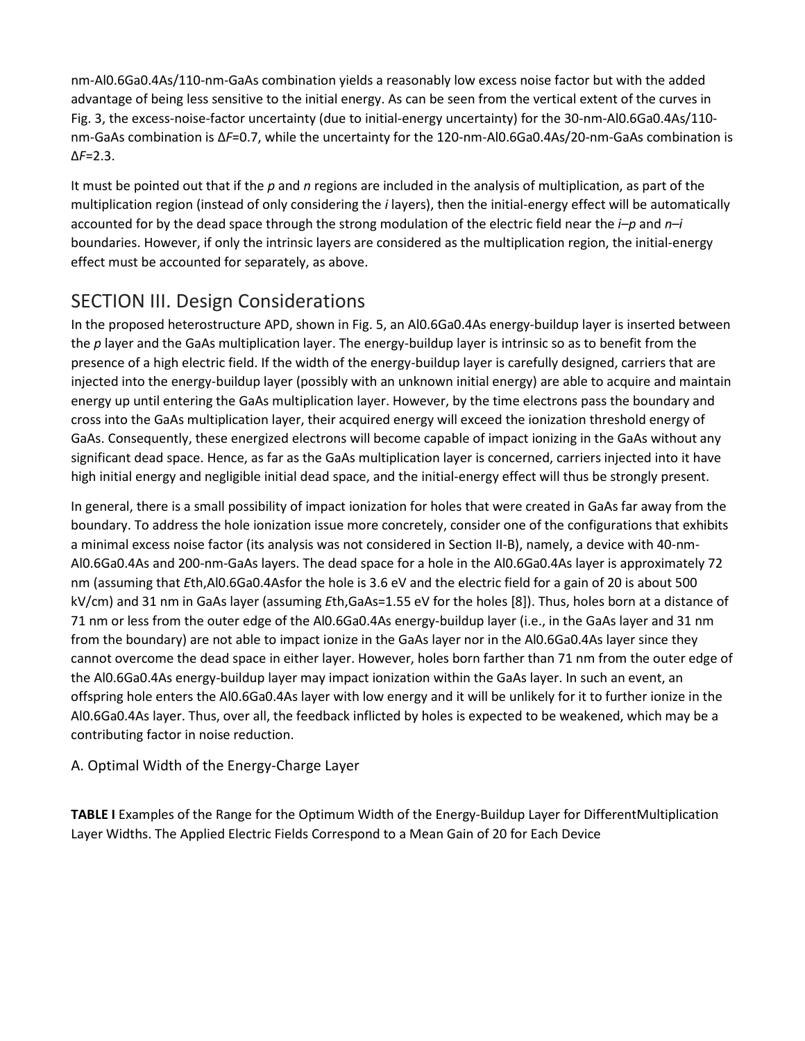nm-$Al_{0.6}Ga_{0.4}As$/110-nm-GaAs combination yields a reasonably low excess noise factor but with the added advantage of being less sensitive to the initial energy. As can be seen from the vertical extent of the curves in Fig. 3, the excess-noise-factor uncertainty (due to initial-energy uncertainty) for the 30-nm-$Al_{0.6}Ga_{0.4}As$/110-nm-GaAs combination is $\Delta F=0.7$, while the uncertainty for the 120-nm-$Al_{0.6}Ga_{0.4}As$/20-nm-GaAs combination is $\Delta F=2.3$.

It must be pointed out that if the *p* and *n* regions are included in the analysis of multiplication, as part of the multiplication region (instead of only considering the *i* layers), then the initial-energy effect will be automatically accounted for by the dead space through the strong modulation of the electric field near the *i*–*p* and *n*–*i* boundaries. However, if only the intrinsic layers are considered as the multiplication region, the initial-energy effect must be accounted for separately, as above.

## SECTION III. Design Considerations

In the proposed heterostructure APD, shown in Fig. 5, an $Al_{0.6}Ga_{0.4}As$ energy-buildup layer is inserted between the *p* layer and the GaAs multiplication layer. The energy-buildup layer is intrinsic so as to benefit from the presence of a high electric field. If the width of the energy-buildup layer is carefully designed, carriers that are injected into the energy-buildup layer (possibly with an unknown initial energy) are able to acquire and maintain energy up until entering the GaAs multiplication layer. However, by the time electrons pass the boundary and cross into the GaAs multiplication layer, their acquired energy will exceed the ionization threshold energy of GaAs. Consequently, these energized electrons will become capable of impact ionizing in the GaAs without any significant dead space. Hence, as far as the GaAs multiplication layer is concerned, carriers injected into it have high initial energy and negligible initial dead space, and the initial-energy effect will thus be strongly present.

In general, there is a small possibility of impact ionization for holes that were created in GaAs far away from the boundary. To address the hole ionization issue more concretely, consider one of the configurations that exhibits a minimal excess noise factor (its analysis was not considered in Section II-B), namely, a device with 40-nm-$Al_{0.6}Ga_{0.4}As$ and 200-nm-GaAs layers. The dead space for a hole in the $Al_{0.6}Ga_{0.4}As$ layer is approximately 72 nm (assuming that $E_{th,Al_{0.6}Ga_{0.4}As}$ for the hole is 3.6 eV and the electric field for a gain of 20 is about 500 kV/cm) and 31 nm in GaAs layer (assuming $E_{th,GaAs}=1.55$ eV for the holes [8]). Thus, holes born at a distance of 71 nm or less from the outer edge of the $Al_{0.6}Ga_{0.4}As$ energy-buildup layer (i.e., in the GaAs layer and 31 nm from the boundary) are not able to impact ionize in the GaAs layer nor in the $Al_{0.6}Ga_{0.4}As$ layer since they cannot overcome the dead space in either layer. However, holes born farther than 71 nm from the outer edge of the $Al_{0.6}Ga_{0.4}As$ energy-buildup layer may impact ionization within the GaAs layer. In such an event, an offspring hole enters the $Al_{0.6}Ga_{0.4}As$ layer with low energy and it will be unlikely for it to further ionize in the $Al_{0.6}Ga_{0.4}As$ layer. Thus, over all, the feedback inflicted by holes is expected to be weakened, which may be a contributing factor in noise reduction.

### A. Optimal Width of the Energy-Charge Layer

**TABLE I** Examples of the Range for the Optimum Width of the Energy-Buildup Layer for DifferentMultiplication Layer Widths. The Applied Electric Fields Correspond to a Mean Gain of 20 for Each Device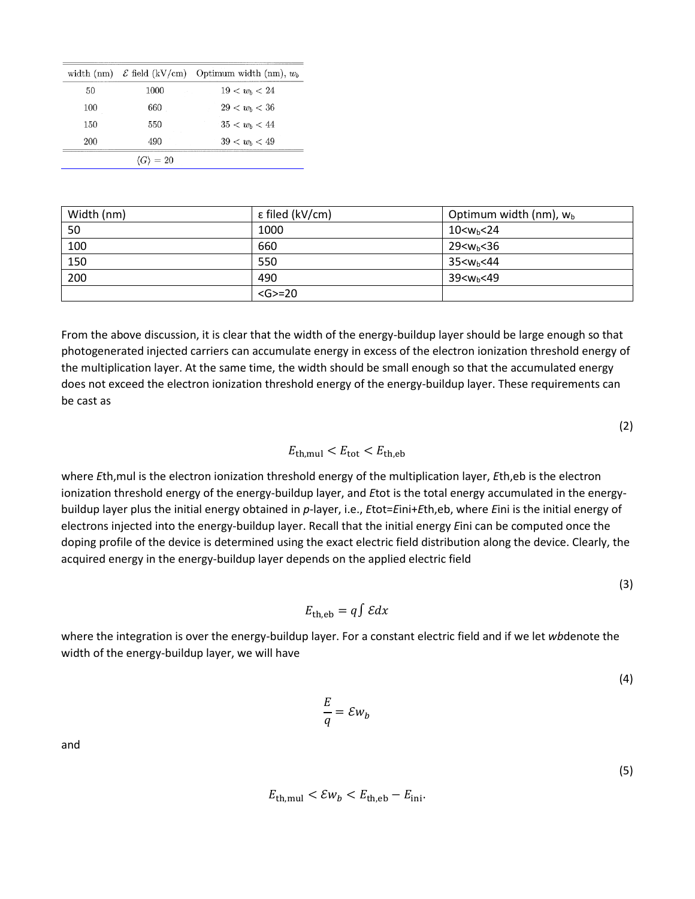| width (nm) | $\mathcal{E}$ field (kV/cm) | Optimum width (nm), $w_b$ |
|---|---|---|
| 50 | 1000 | $19 < w_b < 24$ |
| 100 | 660 | $29 < w_b < 36$ |
| 150 | 550 | $35 < w_b < 44$ |
| 200 | 490 | $39 < w_b < 49$ |
| | $\langle G \rangle = 20$ | |

| Width (nm) | ε filed (kV/cm) | Optimum width (nm), $w_b$ |
|---|---|---|
| 50 | 1000 | $10<w_b<24$ |
| 100 | 660 | $29<w_b<36$ |
| 150 | 550 | $35<w_b<44$ |
| 200 | 490 | $39<w_b<49$ |
| | $<G>=20$ | |

From the above discussion, it is clear that the width of the energy-buildup layer should be large enough so that photogenerated injected carriers can accumulate energy in excess of the electron ionization threshold energy of the multiplication layer. At the same time, the width should be small enough so that the accumulated energy does not exceed the electron ionization threshold energy of the energy-buildup layer. These requirements can be cast as

$$E_{\text{th,mul}} < E_{\text{tot}} < E_{\text{th,eb}} \tag{2}$$

where $E$th,mul is the electron ionization threshold energy of the multiplication layer, $E$th,eb is the electron ionization threshold energy of the energy-buildup layer, and $E$tot is the total energy accumulated in the energy-buildup layer plus the initial energy obtained in *p*-layer, i.e., $E$tot=$E$ini+$E$th,eb, where $E$ini is the initial energy of electrons injected into the energy-buildup layer. Recall that the initial energy $E$ini can be computed once the doping profile of the device is determined using the exact electric field distribution along the device. Clearly, the acquired energy in the energy-buildup layer depends on the applied electric field

$$E_{\text{th,eb}} = q\int \mathcal{E}dx \tag{3}$$

where the integration is over the energy-buildup layer. For a constant electric field and if we let *wb*denote the width of the energy-buildup layer, we will have

$$\frac{E}{q} = \mathcal{E}w_b \tag{4}$$

and

$$E_{\text{th,mul}} < \mathcal{E}w_b < E_{\text{th,eb}} - E_{\text{ini}}. \tag{5}$$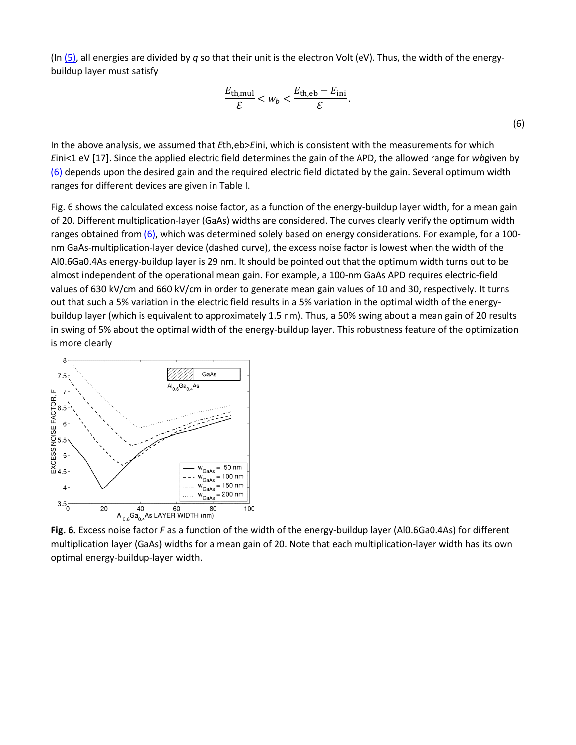(In (5), all energies are divided by $q$ so that their unit is the electron Volt (eV). Thus, the width of the energy-buildup layer must satisfy

$$\frac{E_{\mathrm{th,mul}}}{\mathcal{E}} < w_b < \frac{E_{\mathrm{th,eb}} - E_{\mathrm{ini}}}{\mathcal{E}}. \tag{6}$$

In the above analysis, we assumed that $E_{\mathrm{th,eb}} > E_{\mathrm{ini}}$, which is consistent with the measurements for which $E_{\mathrm{ini}} < 1$ eV [17]. Since the applied electric field determines the gain of the APD, the allowed range for $w_b$ given by (6) depends upon the desired gain and the required electric field dictated by the gain. Several optimum width ranges for different devices are given in Table I.

Fig. 6 shows the calculated excess noise factor, as a function of the energy-buildup layer width, for a mean gain of 20. Different multiplication-layer (GaAs) widths are considered. The curves clearly verify the optimum width ranges obtained from (6), which was determined solely based on energy considerations. For example, for a 100-nm GaAs-multiplication-layer device (dashed curve), the excess noise factor is lowest when the width of the $Al_{0.6}Ga_{0.4}As$ energy-buildup layer is 29 nm. It should be pointed out that the optimum width turns out to be almost independent of the operational mean gain. For example, a 100-nm GaAs APD requires electric-field values of 630 kV/cm and 660 kV/cm in order to generate mean gain values of 10 and 30, respectively. It turns out that such a 5% variation in the electric field results in a 5% variation in the optimal width of the energy-buildup layer (which is equivalent to approximately 1.5 nm). Thus, a 50% swing about a mean gain of 20 results in swing of 5% about the optimal width of the energy-buildup layer. This robustness feature of the optimization is more clearly

**Fig. 6.** Excess noise factor $F$ as a function of the width of the energy-buildup layer ($Al_{0.6}Ga_{0.4}As$) for different multiplication layer (GaAs) widths for a mean gain of 20. Note that each multiplication-layer width has its own optimal energy-buildup-layer width.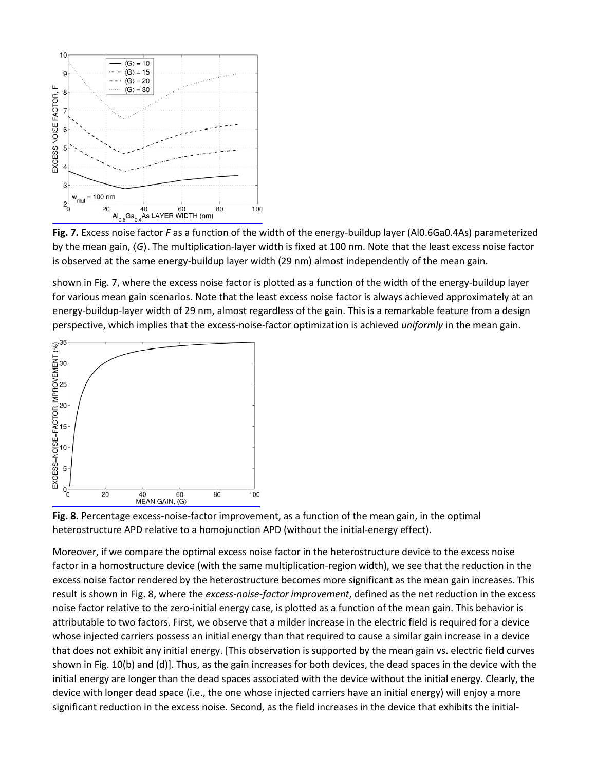**Fig. 7.** Excess noise factor *F* as a function of the width of the energy-buildup layer ($Al_{0.6}Ga_{0.4}As$) parameterized by the mean gain, ⟨*G*⟩. The multiplication-layer width is fixed at 100 nm. Note that the least excess noise factor is observed at the same energy-buildup layer width (29 nm) almost independently of the mean gain.

shown in Fig. 7, where the excess noise factor is plotted as a function of the width of the energy-buildup layer for various mean gain scenarios. Note that the least excess noise factor is always achieved approximately at an energy-buildup-layer width of 29 nm, almost regardless of the gain. This is a remarkable feature from a design perspective, which implies that the excess-noise-factor optimization is achieved *uniformly* in the mean gain.

**Fig. 8.** Percentage excess-noise-factor improvement, as a function of the mean gain, in the optimal heterostructure APD relative to a homojunction APD (without the initial-energy effect).

Moreover, if we compare the optimal excess noise factor in the heterostructure device to the excess noise factor in a homostructure device (with the same multiplication-region width), we see that the reduction in the excess noise factor rendered by the heterostructure becomes more significant as the mean gain increases. This result is shown in Fig. 8, where the *excess-noise-factor improvement*, defined as the net reduction in the excess noise factor relative to the zero-initial energy case, is plotted as a function of the mean gain. This behavior is attributable to two factors. First, we observe that a milder increase in the electric field is required for a device whose injected carriers possess an initial energy than that required to cause a similar gain increase in a device that does not exhibit any initial energy. [This observation is supported by the mean gain vs. electric field curves shown in Fig. 10(b) and (d)]. Thus, as the gain increases for both devices, the dead spaces in the device with the initial energy are longer than the dead spaces associated with the device without the initial energy. Clearly, the device with longer dead space (i.e., the one whose injected carriers have an initial energy) will enjoy a more significant reduction in the excess noise. Second, as the field increases in the device that exhibits the initial-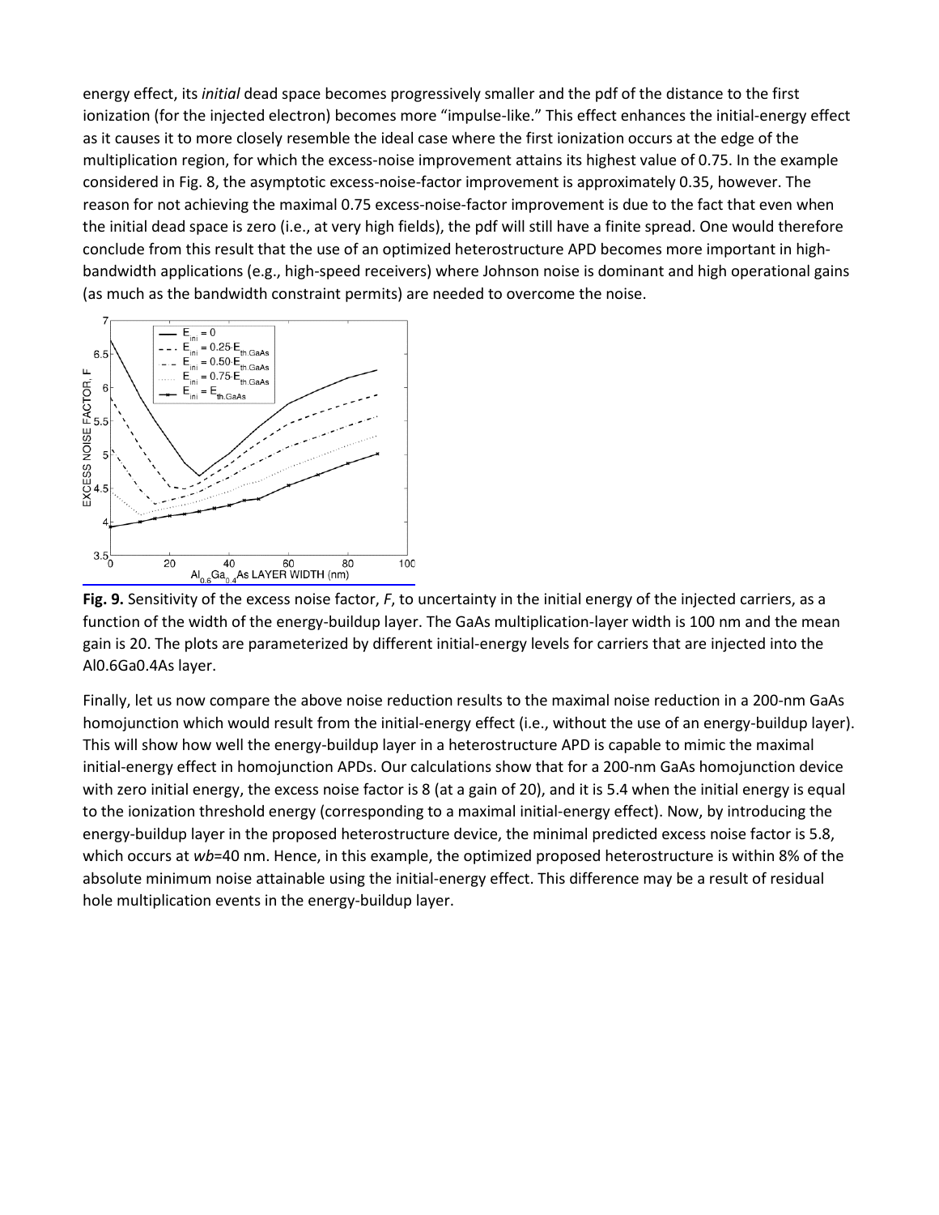energy effect, its *initial* dead space becomes progressively smaller and the pdf of the distance to the first ionization (for the injected electron) becomes more "impulse-like." This effect enhances the initial-energy effect as it causes it to more closely resemble the ideal case where the first ionization occurs at the edge of the multiplication region, for which the excess-noise improvement attains its highest value of 0.75. In the example considered in Fig. 8, the asymptotic excess-noise-factor improvement is approximately 0.35, however. The reason for not achieving the maximal 0.75 excess-noise-factor improvement is due to the fact that even when the initial dead space is zero (i.e., at very high fields), the pdf will still have a finite spread. One would therefore conclude from this result that the use of an optimized heterostructure APD becomes more important in high-bandwidth applications (e.g., high-speed receivers) where Johnson noise is dominant and high operational gains (as much as the bandwidth constraint permits) are needed to overcome the noise.

**Fig. 9.** Sensitivity of the excess noise factor, *F*, to uncertainty in the initial energy of the injected carriers, as a function of the width of the energy-buildup layer. The GaAs multiplication-layer width is 100 nm and the mean gain is 20. The plots are parameterized by different initial-energy levels for carriers that are injected into the $Al_{0.6}Ga_{0.4}As$ layer.

Finally, let us now compare the above noise reduction results to the maximal noise reduction in a 200-nm GaAs homojunction which would result from the initial-energy effect (i.e., without the use of an energy-buildup layer). This will show how well the energy-buildup layer in a heterostructure APD is capable to mimic the maximal initial-energy effect in homojunction APDs. Our calculations show that for a 200-nm GaAs homojunction device with zero initial energy, the excess noise factor is 8 (at a gain of 20), and it is 5.4 when the initial energy is equal to the ionization threshold energy (corresponding to a maximal initial-energy effect). Now, by introducing the energy-buildup layer in the proposed heterostructure device, the minimal predicted excess noise factor is 5.8, which occurs at $w_b$=40 nm. Hence, in this example, the optimized proposed heterostructure is within 8% of the absolute minimum noise attainable using the initial-energy effect. This difference may be a result of residual hole multiplication events in the energy-buildup layer.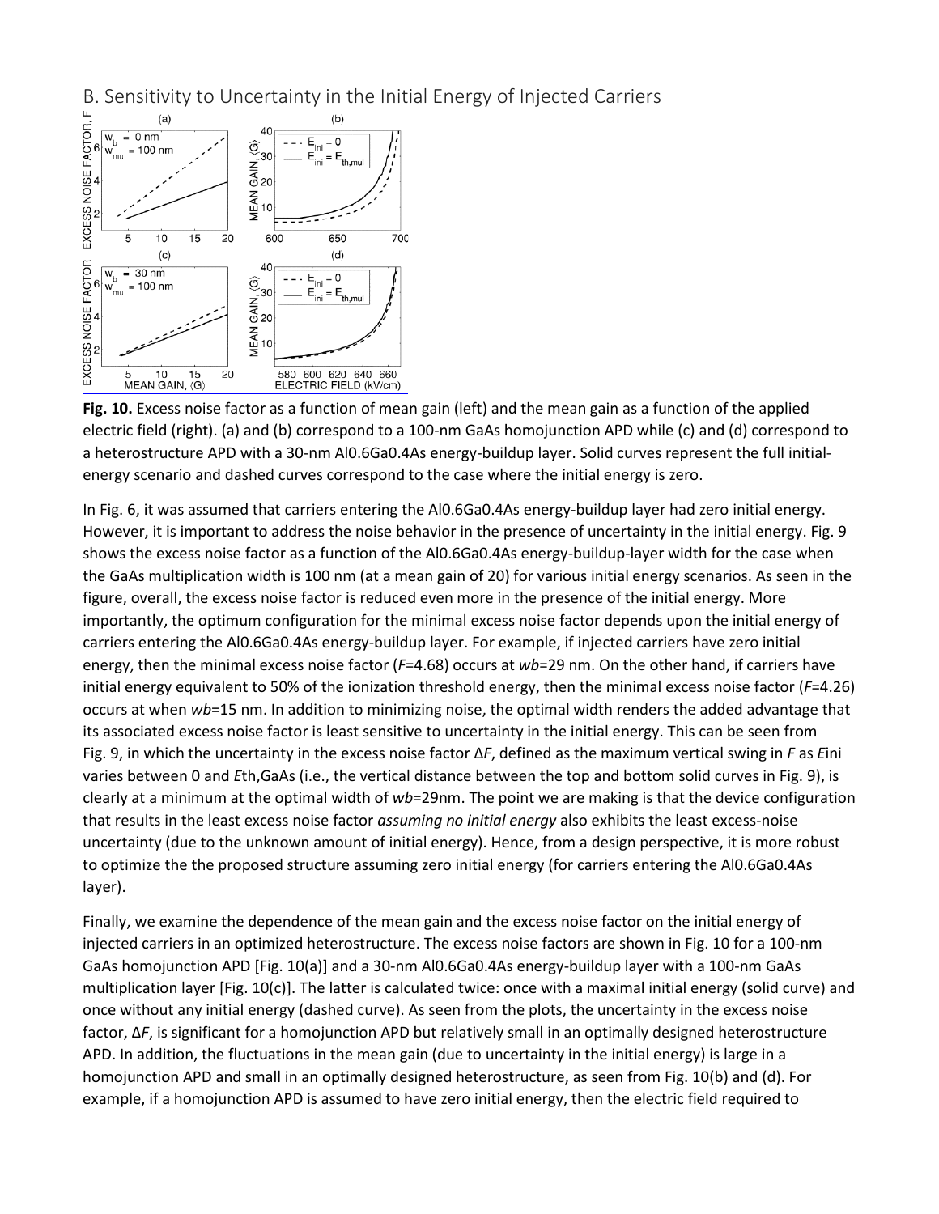## B. Sensitivity to Uncertainty in the Initial Energy of Injected Carriers

**Fig. 10.** Excess noise factor as a function of mean gain (left) and the mean gain as a function of the applied electric field (right). (a) and (b) correspond to a 100-nm GaAs homojunction APD while (c) and (d) correspond to a heterostructure APD with a 30-nm $Al_{0.6}Ga_{0.4}As$ energy-buildup layer. Solid curves represent the full initial-energy scenario and dashed curves correspond to the case where the initial energy is zero.

In Fig. 6, it was assumed that carriers entering the $Al_{0.6}Ga_{0.4}As$ energy-buildup layer had zero initial energy. However, it is important to address the noise behavior in the presence of uncertainty in the initial energy. Fig. 9 shows the excess noise factor as a function of the $Al_{0.6}Ga_{0.4}As$ energy-buildup-layer width for the case when the GaAs multiplication width is 100 nm (at a mean gain of 20) for various initial energy scenarios. As seen in the figure, overall, the excess noise factor is reduced even more in the presence of the initial energy. More importantly, the optimum configuration for the minimal excess noise factor depends upon the initial energy of carriers entering the $Al_{0.6}Ga_{0.4}As$ energy-buildup layer. For example, if injected carriers have zero initial energy, then the minimal excess noise factor ($F$=4.68) occurs at $w_b$=29 nm. On the other hand, if carriers have initial energy equivalent to 50% of the ionization threshold energy, then the minimal excess noise factor ($F$=4.26) occurs at when $w_b$=15 nm. In addition to minimizing noise, the optimal width renders the added advantage that its associated excess noise factor is least sensitive to uncertainty in the initial energy. This can be seen from Fig. 9, in which the uncertainty in the excess noise factor $\Delta F$, defined as the maximum vertical swing in $F$ as $E_{ini}$ varies between 0 and $E_{th,GaAs}$ (i.e., the vertical distance between the top and bottom solid curves in Fig. 9), is clearly at a minimum at the optimal width of $w_b$=29nm. The point we are making is that the device configuration that results in the least excess noise factor *assuming no initial energy* also exhibits the least excess-noise uncertainty (due to the unknown amount of initial energy). Hence, from a design perspective, it is more robust to optimize the the proposed structure assuming zero initial energy (for carriers entering the $Al_{0.6}Ga_{0.4}As$ layer).

Finally, we examine the dependence of the mean gain and the excess noise factor on the initial energy of injected carriers in an optimized heterostructure. The excess noise factors are shown in Fig. 10 for a 100-nm GaAs homojunction APD [Fig. 10(a)] and a 30-nm $Al_{0.6}Ga_{0.4}As$ energy-buildup layer with a 100-nm GaAs multiplication layer [Fig. 10(c)]. The latter is calculated twice: once with a maximal initial energy (solid curve) and once without any initial energy (dashed curve). As seen from the plots, the uncertainty in the excess noise factor, $\Delta F$, is significant for a homojunction APD but relatively small in an optimally designed heterostructure APD. In addition, the fluctuations in the mean gain (due to uncertainty in the initial energy) is large in a homojunction APD and small in an optimally designed heterostructure, as seen from Fig. 10(b) and (d). For example, if a homojunction APD is assumed to have zero initial energy, then the electric field required to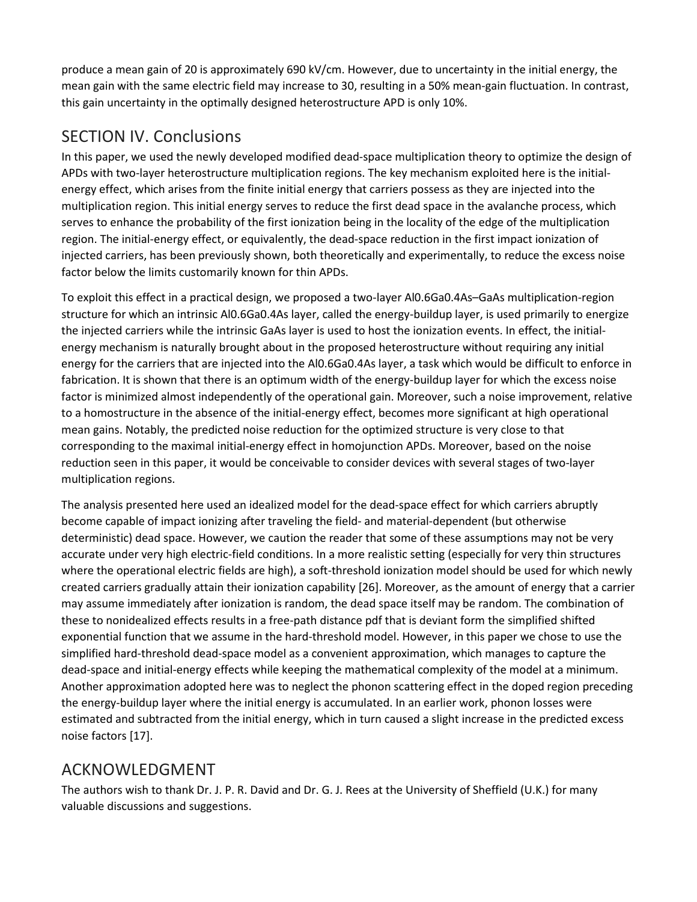produce a mean gain of 20 is approximately 690 kV/cm. However, due to uncertainty in the initial energy, the mean gain with the same electric field may increase to 30, resulting in a 50% mean-gain fluctuation. In contrast, this gain uncertainty in the optimally designed heterostructure APD is only 10%.

## SECTION IV. Conclusions

In this paper, we used the newly developed modified dead-space multiplication theory to optimize the design of APDs with two-layer heterostructure multiplication regions. The key mechanism exploited here is the initial-energy effect, which arises from the finite initial energy that carriers possess as they are injected into the multiplication region. This initial energy serves to reduce the first dead space in the avalanche process, which serves to enhance the probability of the first ionization being in the locality of the edge of the multiplication region. The initial-energy effect, or equivalently, the dead-space reduction in the first impact ionization of injected carriers, has been previously shown, both theoretically and experimentally, to reduce the excess noise factor below the limits customarily known for thin APDs.

To exploit this effect in a practical design, we proposed a two-layer $Al_{0.6}Ga_{0.4}As$–GaAs multiplication-region structure for which an intrinsic $Al_{0.6}Ga_{0.4}As$ layer, called the energy-buildup layer, is used primarily to energize the injected carriers while the intrinsic GaAs layer is used to host the ionization events. In effect, the initial-energy mechanism is naturally brought about in the proposed heterostructure without requiring any initial energy for the carriers that are injected into the $Al_{0.6}Ga_{0.4}As$ layer, a task which would be difficult to enforce in fabrication. It is shown that there is an optimum width of the energy-buildup layer for which the excess noise factor is minimized almost independently of the operational gain. Moreover, such a noise improvement, relative to a homostructure in the absence of the initial-energy effect, becomes more significant at high operational mean gains. Notably, the predicted noise reduction for the optimized structure is very close to that corresponding to the maximal initial-energy effect in homojunction APDs. Moreover, based on the noise reduction seen in this paper, it would be conceivable to consider devices with several stages of two-layer multiplication regions.

The analysis presented here used an idealized model for the dead-space effect for which carriers abruptly become capable of impact ionizing after traveling the field- and material-dependent (but otherwise deterministic) dead space. However, we caution the reader that some of these assumptions may not be very accurate under very high electric-field conditions. In a more realistic setting (especially for very thin structures where the operational electric fields are high), a soft-threshold ionization model should be used for which newly created carriers gradually attain their ionization capability [26]. Moreover, as the amount of energy that a carrier may assume immediately after ionization is random, the dead space itself may be random. The combination of these to nonidealized effects results in a free-path distance pdf that is deviant form the simplified shifted exponential function that we assume in the hard-threshold model. However, in this paper we chose to use the simplified hard-threshold dead-space model as a convenient approximation, which manages to capture the dead-space and initial-energy effects while keeping the mathematical complexity of the model at a minimum. Another approximation adopted here was to neglect the phonon scattering effect in the doped region preceding the energy-buildup layer where the initial energy is accumulated. In an earlier work, phonon losses were estimated and subtracted from the initial energy, which in turn caused a slight increase in the predicted excess noise factors [17].

## ACKNOWLEDGMENT

The authors wish to thank Dr. J. P. R. David and Dr. G. J. Rees at the University of Sheffield (U.K.) for many valuable discussions and suggestions.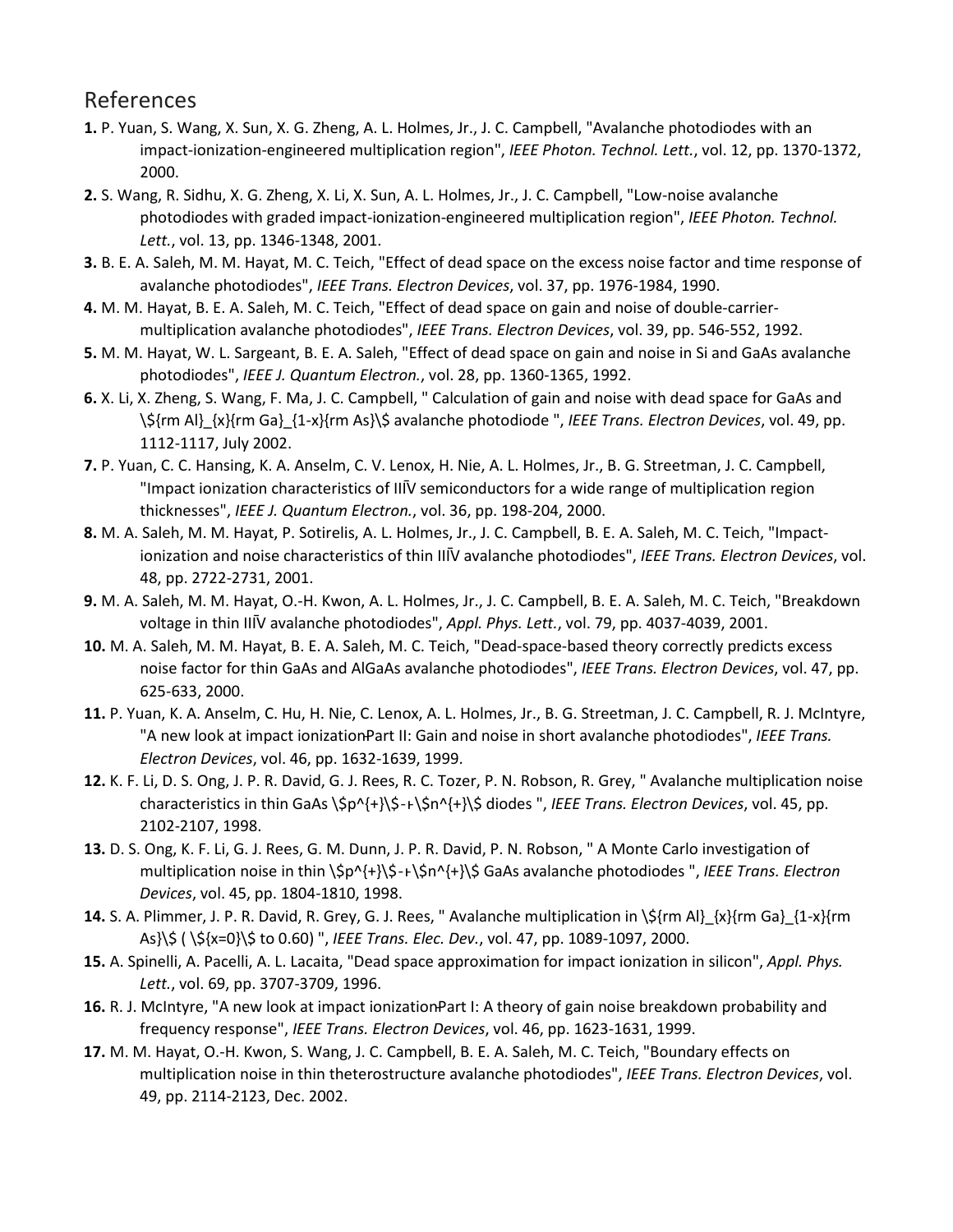## References

**1.** P. Yuan, S. Wang, X. Sun, X. G. Zheng, A. L. Holmes, Jr., J. C. Campbell, "Avalanche photodiodes with an impact-ionization-engineered multiplication region", *IEEE Photon. Technol. Lett.*, vol. 12, pp. 1370-1372, 2000.

**2.** S. Wang, R. Sidhu, X. G. Zheng, X. Li, X. Sun, A. L. Holmes, Jr., J. C. Campbell, "Low-noise avalanche photodiodes with graded impact-ionization-engineered multiplication region", *IEEE Photon. Technol. Lett.*, vol. 13, pp. 1346-1348, 2001.

**3.** B. E. A. Saleh, M. M. Hayat, M. C. Teich, "Effect of dead space on the excess noise factor and time response of avalanche photodiodes", *IEEE Trans. Electron Devices*, vol. 37, pp. 1976-1984, 1990.

**4.** M. M. Hayat, B. E. A. Saleh, M. C. Teich, "Effect of dead space on gain and noise of double-carrier-multiplication avalanche photodiodes", *IEEE Trans. Electron Devices*, vol. 39, pp. 546-552, 1992.

**5.** M. M. Hayat, W. L. Sargeant, B. E. A. Saleh, "Effect of dead space on gain and noise in Si and GaAs avalanche photodiodes", *IEEE J. Quantum Electron.*, vol. 28, pp. 1360-1365, 1992.

**6.** X. Li, X. Zheng, S. Wang, F. Ma, J. C. Campbell, " Calculation of gain and noise with dead space for GaAs and \${rm Al}_{x}{rm Ga}_{1-x}{rm As}\$ avalanche photodiode ", *IEEE Trans. Electron Devices*, vol. 49, pp. 1112-1117, July 2002.

**7.** P. Yuan, C. C. Hansing, K. A. Anselm, C. V. Lenox, H. Nie, A. L. Holmes, Jr., B. G. Streetman, J. C. Campbell, "Impact ionization characteristics of IIIV semiconductors for a wide range of multiplication region thicknesses", *IEEE J. Quantum Electron.*, vol. 36, pp. 198-204, 2000.

**8.** M. A. Saleh, M. M. Hayat, P. Sotirelis, A. L. Holmes, Jr., J. C. Campbell, B. E. A. Saleh, M. C. Teich, "Impact-ionization and noise characteristics of thin IIIV avalanche photodiodes", *IEEE Trans. Electron Devices*, vol. 48, pp. 2722-2731, 2001.

**9.** M. A. Saleh, M. M. Hayat, O.-H. Kwon, A. L. Holmes, Jr., J. C. Campbell, B. E. A. Saleh, M. C. Teich, "Breakdown voltage in thin IIIV avalanche photodiodes", *Appl. Phys. Lett.*, vol. 79, pp. 4037-4039, 2001.

**10.** M. A. Saleh, M. M. Hayat, B. E. A. Saleh, M. C. Teich, "Dead-space-based theory correctly predicts excess noise factor for thin GaAs and AlGaAs avalanche photodiodes", *IEEE Trans. Electron Devices*, vol. 47, pp. 625-633, 2000.

**11.** P. Yuan, K. A. Anselm, C. Hu, H. Nie, C. Lenox, A. L. Holmes, Jr., B. G. Streetman, J. C. Campbell, R. J. McIntyre, "A new look at impact ionizationPart II: Gain and noise in short avalanche photodiodes", *IEEE Trans. Electron Devices*, vol. 46, pp. 1632-1639, 1999.

**12.** K. F. Li, D. S. Ong, J. P. R. David, G. J. Rees, R. C. Tozer, P. N. Robson, R. Grey, " Avalanche multiplication noise characteristics in thin GaAs \$p^{+}\$-i-\$n^{+}\$ diodes ", *IEEE Trans. Electron Devices*, vol. 45, pp. 2102-2107, 1998.

**13.** D. S. Ong, K. F. Li, G. J. Rees, G. M. Dunn, J. P. R. David, P. N. Robson, " A Monte Carlo investigation of multiplication noise in thin \$p^{+}\$-i-\$n^{+}\$ GaAs avalanche photodiodes ", *IEEE Trans. Electron Devices*, vol. 45, pp. 1804-1810, 1998.

**14.** S. A. Plimmer, J. P. R. David, R. Grey, G. J. Rees, " Avalanche multiplication in \${rm Al}_{x}{rm Ga}_{1-x}{rm As}\$ ( \${x=0}\$ to 0.60) ", *IEEE Trans. Elec. Dev.*, vol. 47, pp. 1089-1097, 2000.

**15.** A. Spinelli, A. Pacelli, A. L. Lacaita, "Dead space approximation for impact ionization in silicon", *Appl. Phys. Lett.*, vol. 69, pp. 3707-3709, 1996.

**16.** R. J. McIntyre, "A new look at impact ionizationPart I: A theory of gain noise breakdown probability and frequency response", *IEEE Trans. Electron Devices*, vol. 46, pp. 1623-1631, 1999.

**17.** M. M. Hayat, O.-H. Kwon, S. Wang, J. C. Campbell, B. E. A. Saleh, M. C. Teich, "Boundary effects on multiplication noise in thin theterostructure avalanche photodiodes", *IEEE Trans. Electron Devices*, vol. 49, pp. 2114-2123, Dec. 2002.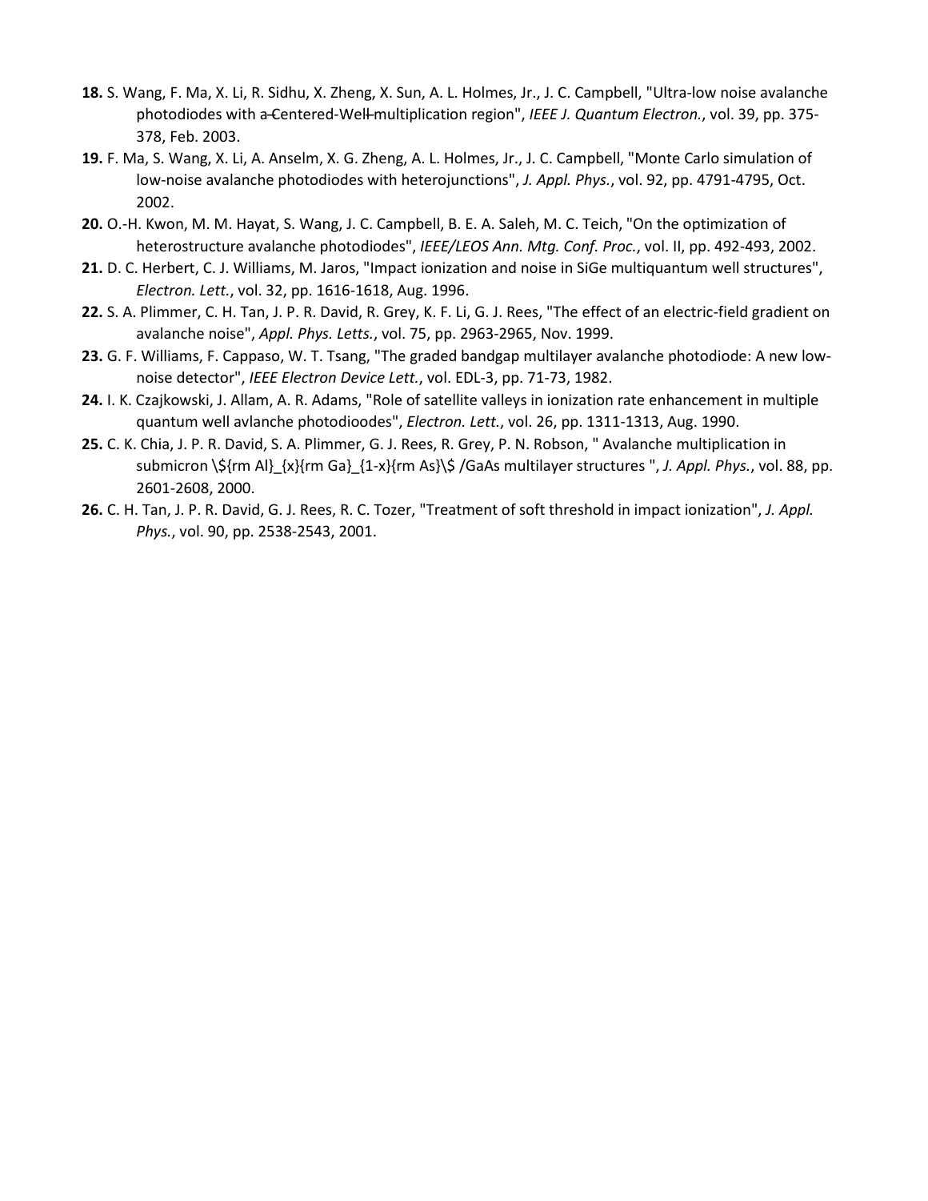**18.** S. Wang, F. Ma, X. Li, R. Sidhu, X. Zheng, X. Sun, A. L. Holmes, Jr., J. C. Campbell, "Ultra-low noise avalanche photodiodes with a Centered-Well multiplication region", *IEEE J. Quantum Electron.*, vol. 39, pp. 375-378, Feb. 2003.

**19.** F. Ma, S. Wang, X. Li, A. Anselm, X. G. Zheng, A. L. Holmes, Jr., J. C. Campbell, "Monte Carlo simulation of low-noise avalanche photodiodes with heterojunctions", *J. Appl. Phys.*, vol. 92, pp. 4791-4795, Oct. 2002.

**20.** O.-H. Kwon, M. M. Hayat, S. Wang, J. C. Campbell, B. E. A. Saleh, M. C. Teich, "On the optimization of heterostructure avalanche photodiodes", *IEEE/LEOS Ann. Mtg. Conf. Proc.*, vol. II, pp. 492-493, 2002.

**21.** D. C. Herbert, C. J. Williams, M. Jaros, "Impact ionization and noise in SiGe multiquantum well structures", *Electron. Lett.*, vol. 32, pp. 1616-1618, Aug. 1996.

**22.** S. A. Plimmer, C. H. Tan, J. P. R. David, R. Grey, K. F. Li, G. J. Rees, "The effect of an electric-field gradient on avalanche noise", *Appl. Phys. Letts.*, vol. 75, pp. 2963-2965, Nov. 1999.

**23.** G. F. Williams, F. Cappaso, W. T. Tsang, "The graded bandgap multilayer avalanche photodiode: A new low-noise detector", *IEEE Electron Device Lett.*, vol. EDL-3, pp. 71-73, 1982.

**24.** I. K. Czajkowski, J. Allam, A. R. Adams, "Role of satellite valleys in ionization rate enhancement in multiple quantum well avlanche photodioodes", *Electron. Lett.*, vol. 26, pp. 1311-1313, Aug. 1990.

**25.** C. K. Chia, J. P. R. David, S. A. Plimmer, G. J. Rees, R. Grey, P. N. Robson, " Avalanche multiplication in submicron \${rm Al}_{x}{rm Ga}_{1-x}{rm As}\$ /GaAs multilayer structures ", *J. Appl. Phys.*, vol. 88, pp. 2601-2608, 2000.

**26.** C. H. Tan, J. P. R. David, G. J. Rees, R. C. Tozer, "Treatment of soft threshold in impact ionization", *J. Appl. Phys.*, vol. 90, pp. 2538-2543, 2001.